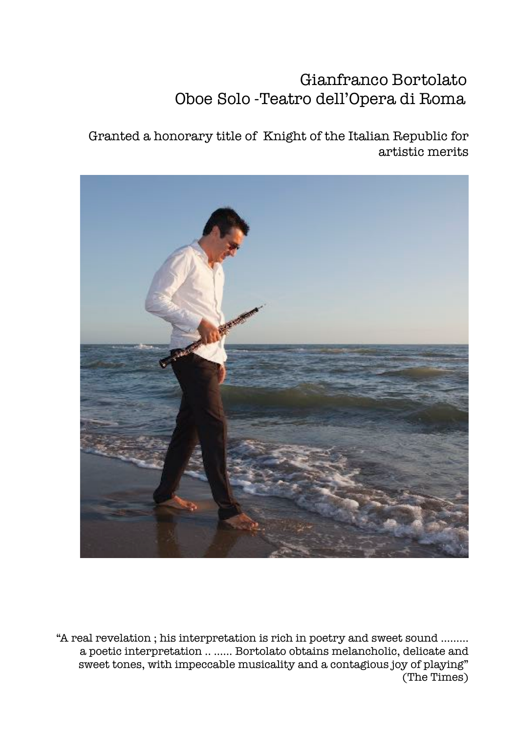# Gianfranco Bortolato
## Oboe Solo -Teatro dell'Opera di Roma

Granted a honorary title of Knight of the Italian Republic for artistic merits

"A real revelation ; his interpretation is rich in poetry and sweet sound ......... a poetic interpretation .. ...... Bortolato obtains melancholic, delicate and sweet tones, with impeccable musicality and a contagious joy of playing" (The Times)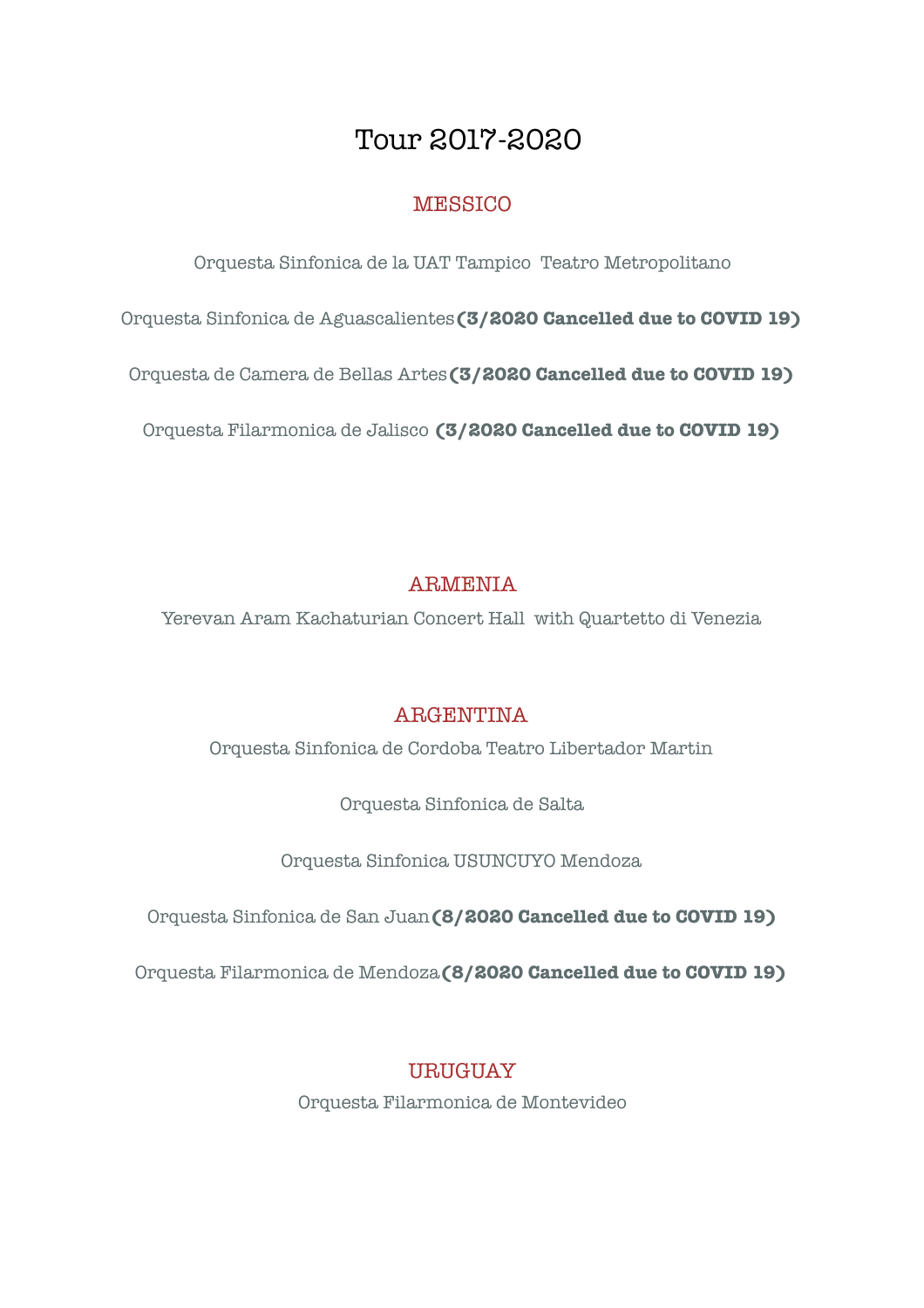# Tour 2017-2020

## MESSICO

Orquesta Sinfonica de la UAT Tampico  Teatro Metropolitano

Orquesta Sinfonica de Aguascalientes **(3/2020 Cancelled due to COVID 19)**

Orquesta de Camera de Bellas Artes **(3/2020 Cancelled due to COVID 19)**

Orquesta Filarmonica de Jalisco **(3/2020 Cancelled due to COVID 19)**

## ARMENIA

Yerevan Aram Kachaturian Concert Hall  with Quartetto di Venezia

## ARGENTINA

Orquesta Sinfonica de Cordoba Teatro Libertador Martin

Orquesta Sinfonica de Salta

Orquesta Sinfonica USUNCUYO Mendoza

Orquesta Sinfonica de San Juan **(8/2020 Cancelled due to COVID 19)**

Orquesta Filarmonica de Mendoza **(8/2020 Cancelled due to COVID 19)**

## URUGUAY

Orquesta Filarmonica de Montevideo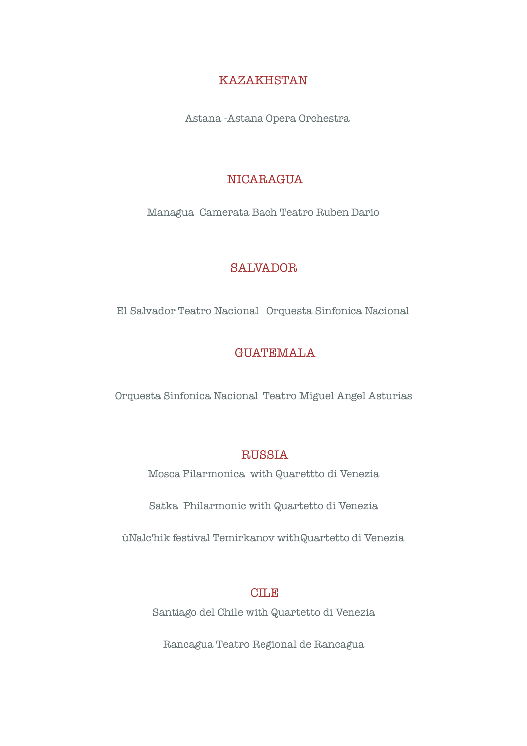## KAZAKHSTAN

Astana -Astana Opera Orchestra

## NICARAGUA

Managua  Camerata Bach Teatro Ruben Dario

## SALVADOR

El Salvador Teatro Nacional   Orquesta Sinfonica Nacional

## GUATEMALA

Orquesta Sinfonica Nacional  Teatro Miguel Angel Asturias

## RUSSIA

Mosca Filarmonica  with Quarettto di Venezia

Satka  Philarmonic with Quartetto di Venezia

ùNalc'hik festival Temirkanov withQuartetto di Venezia

## CILE

Santiago del Chile with Quartetto di Venezia

Rancagua Teatro Regional de Rancagua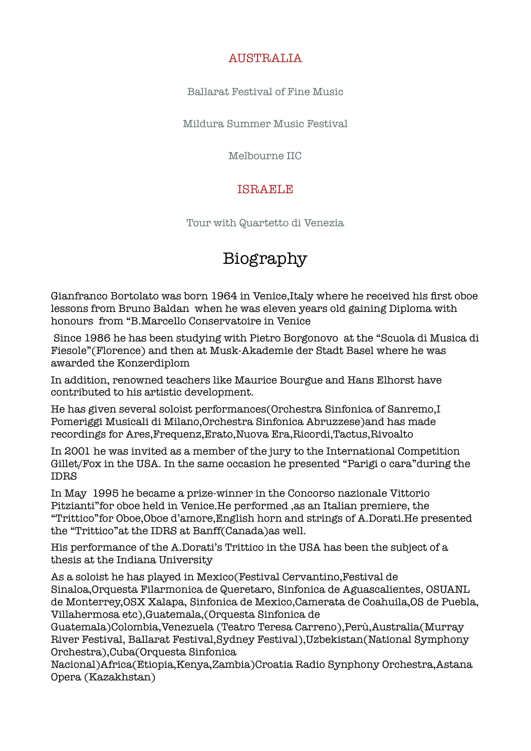## AUSTRALIA

Ballarat Festival of Fine Music

Mildura Summer Music Festival

Melbourne IIC

## ISRAELE

Tour with Quartetto di Venezia

# Biography

Gianfranco Bortolato was born 1964 in Venice,Italy where he received his first oboe lessons from Bruno Baldan when he was eleven years old gaining Diploma with honours from "B.Marcello Conservatoire in Venice

Since 1986 he has been studying with Pietro Borgonovo at the "Scuola di Musica di Fiesole"(Florence) and then at Musk-Akademie der Stadt Basel where he was awarded the Konzerdiplom

In addition, renowned teachers like Maurice Bourgue and Hans Elhorst have contributed to his artistic development.

He has given several soloist performances(Orchestra Sinfonica of Sanremo,I Pomeriggi Musicali di Milano,Orchestra Sinfonica Abruzzese)and has made recordings for Ares,Frequenz,Erato,Nuova Era,Ricordi,Tactus,Rivoalto

In 2001 he was invited as a member of the jury to the International Competition Gillet/Fox in the USA. In the same occasion he presented "Parigi o cara"during the IDRS

In May 1995 he became a prize-winner in the Concorso nazionale Vittorio Pitzianti"for oboe held in Venice.He performed ,as an Italian premiere, the "Trittico"for Oboe,Oboe d'amore,English horn and strings of A.Dorati.He presented the "Trittico"at the IDRS at Banff(Canada)as well.

His performance of the A.Dorati's Trittico in the USA has been the subject of a thesis at the Indiana University

As a soloist he has played in Mexico(Festival Cervantino,Festival de Sinaloa,Orquesta Filarmonica de Queretaro, Sinfonica de Aguascalientes, OSUANL de Monterrey,OSX Xalapa, Sinfonica de Mexico,Camerata de Coahuila,OS de Puebla, Villahermosa etc),Guatemala,(Orquesta Sinfonica de Guatemala)Colombia,Venezuela (Teatro Teresa Carreno),Perù,Australia(Murray River Festival, Ballarat Festival,Sydney Festival),Uzbekistan(National Symphony Orchestra),Cuba(Orquesta Sinfonica Nacional)Africa(Etiopia,Kenya,Zambia)Croatia Radio Synphony Orchestra,Astana Opera (Kazakhstan)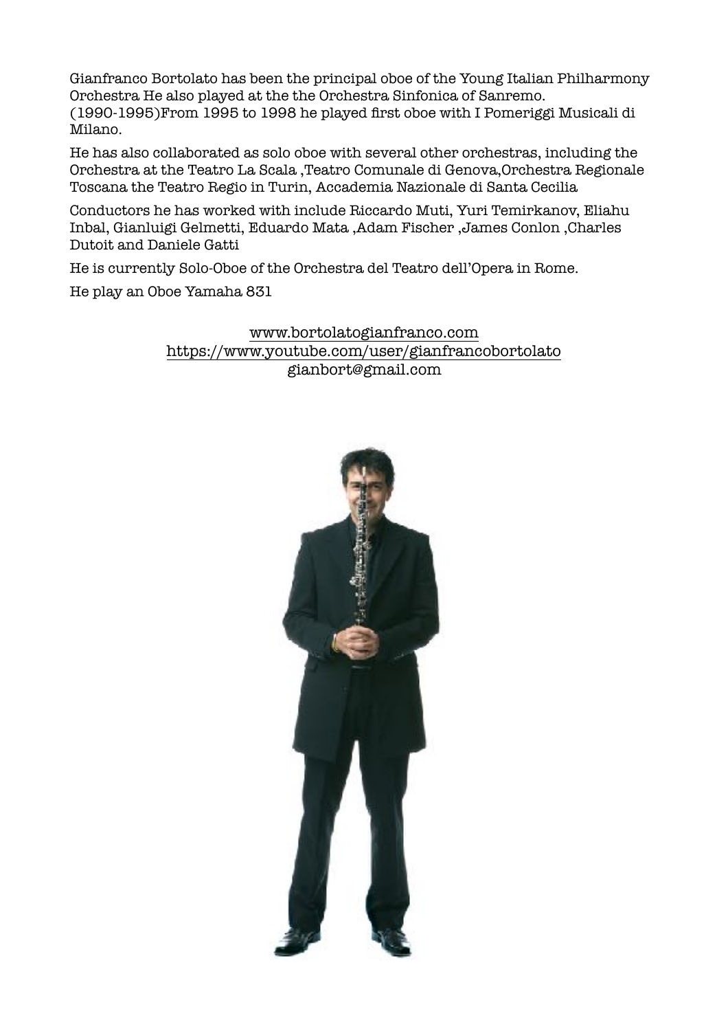Gianfranco Bortolato has been the principal oboe of the Young Italian Philharmony Orchestra He also played at the the Orchestra Sinfonica of Sanremo. (1990-1995)From 1995 to 1998 he played first oboe with I Pomeriggi Musicali di Milano.

He has also collaborated as solo oboe with several other orchestras, including the Orchestra at the Teatro La Scala ,Teatro Comunale di Genova,Orchestra Regionale Toscana the Teatro Regio in Turin, Accademia Nazionale di Santa Cecilia

Conductors he has worked with include Riccardo Muti, Yuri Temirkanov, Eliahu Inbal, Gianluigi Gelmetti, Eduardo Mata ,Adam Fischer ,James Conlon ,Charles Dutoit and Daniele Gatti

He is currently Solo-Oboe of the Orchestra del Teatro dell'Opera in Rome.

He play an Oboe Yamaha 831

www.bortolatogianfranco.com
https://www.youtube.com/user/gianfrancobortolato
gianbort@gmail.com